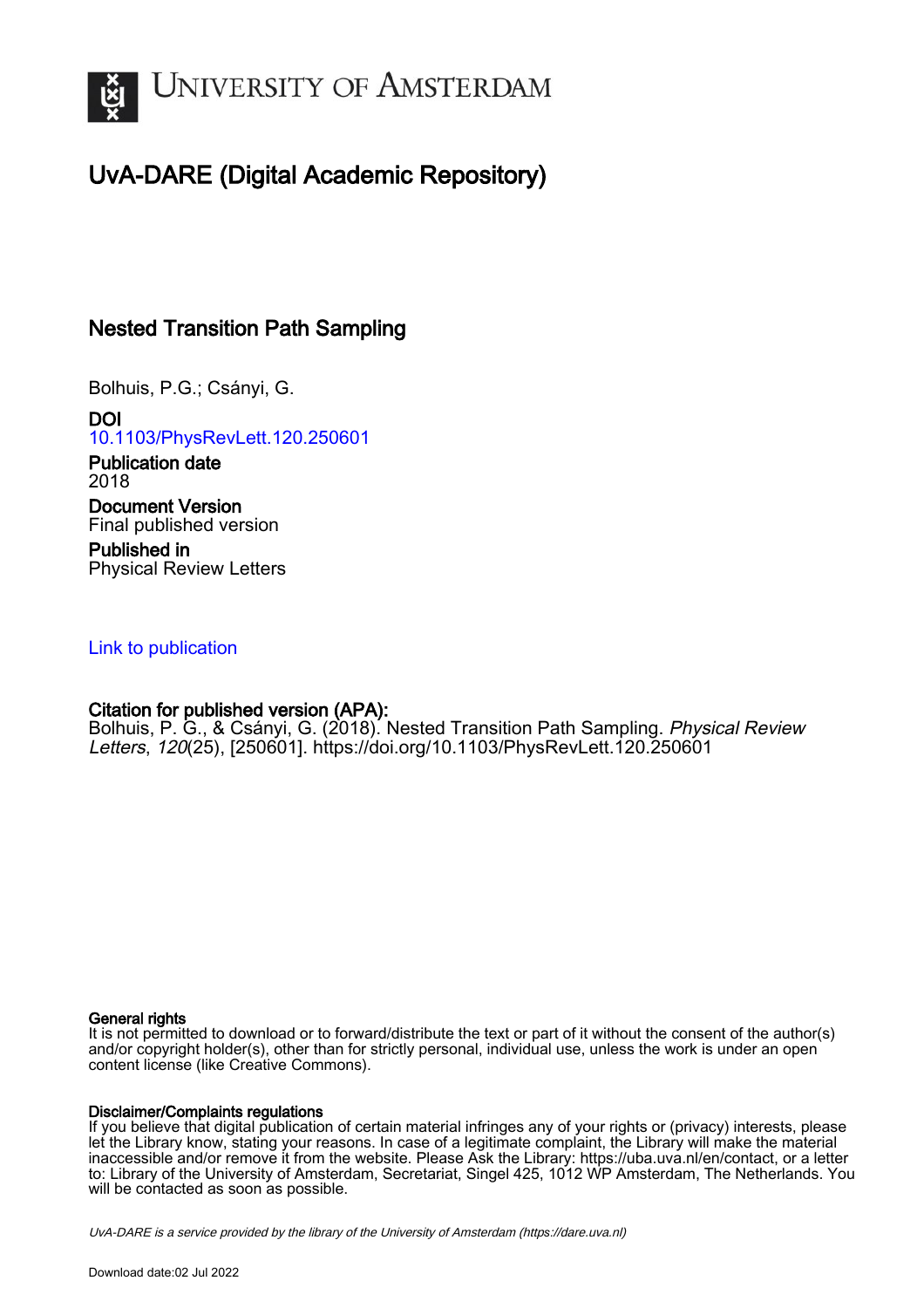# UvA-DARE (Digital Academic Repository)

## Nested Transition Path Sampling

Bolhuis, P.G.; Csányi, G.

**DOI**
10.1103/PhysRevLett.120.250601

**Publication date**
2018

**Document Version**
Final published version

**Published in**
Physical Review Letters

Link to publication

**Citation for published version (APA):**
Bolhuis, P. G., & Csányi, G. (2018). Nested Transition Path Sampling. *Physical Review Letters*, *120*(25), [250601]. https://doi.org/10.1103/PhysRevLett.120.250601

**General rights**
It is not permitted to download or to forward/distribute the text or part of it without the consent of the author(s) and/or copyright holder(s), other than for strictly personal, individual use, unless the work is under an open content license (like Creative Commons).

**Disclaimer/Complaints regulations**
If you believe that digital publication of certain material infringes any of your rights or (privacy) interests, please let the Library know, stating your reasons. In case of a legitimate complaint, the Library will make the material inaccessible and/or remove it from the website. Please Ask the Library: https://uba.uva.nl/en/contact, or a letter to: Library of the University of Amsterdam, Secretariat, Singel 425, 1012 WP Amsterdam, The Netherlands. You will be contacted as soon as possible.

*UvA-DARE is a service provided by the library of the University of Amsterdam (https://dare.uva.nl)*

Download date:02 Jul 2022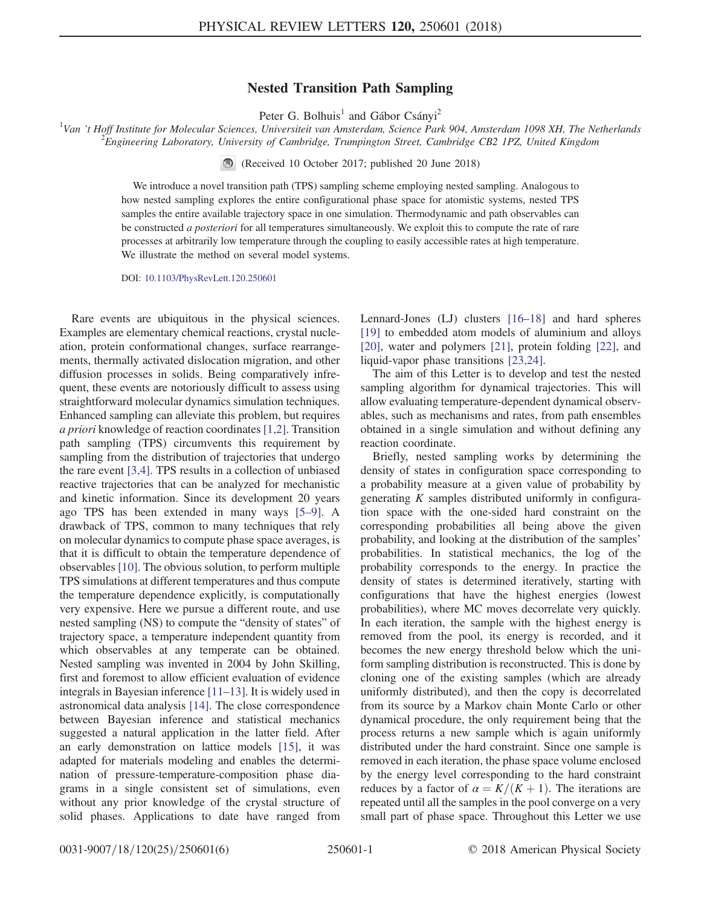# Nested Transition Path Sampling

Peter G. Bolhuis[1] and Gábor Csányi[2]

[1]Van 't Hoff Institute for Molecular Sciences, Universiteit van Amsterdam, Science Park 904, Amsterdam 1098 XH, The Netherlands
[2]Engineering Laboratory, University of Cambridge, Trumpington Street, Cambridge CB2 1PZ, United Kingdom

(Received 10 October 2017; published 20 June 2018)

We introduce a novel transition path (TPS) sampling scheme employing nested sampling. Analogous to how nested sampling explores the entire configurational phase space for atomistic systems, nested TPS samples the entire available trajectory space in one simulation. Thermodynamic and path observables can be constructed *a posteriori* for all temperatures simultaneously. We exploit this to compute the rate of rare processes at arbitrarily low temperature through the coupling to easily accessible rates at high temperature. We illustrate the method on several model systems.

DOI: 10.1103/PhysRevLett.120.250601

Rare events are ubiquitous in the physical sciences. Examples are elementary chemical reactions, crystal nucleation, protein conformational changes, surface rearrangements, thermally activated dislocation migration, and other diffusion processes in solids. Being comparatively infrequent, these events are notoriously difficult to assess using straightforward molecular dynamics simulation techniques. Enhanced sampling can alleviate this problem, but requires *a priori* knowledge of reaction coordinates [1,2]. Transition path sampling (TPS) circumvents this requirement by sampling from the distribution of trajectories that undergo the rare event [3,4]. TPS results in a collection of unbiased reactive trajectories that can be analyzed for mechanistic and kinetic information. Since its development 20 years ago TPS has been extended in many ways [5–9]. A drawback of TPS, common to many techniques that rely on molecular dynamics to compute phase space averages, is that it is difficult to obtain the temperature dependence of observables [10]. The obvious solution, to perform multiple TPS simulations at different temperatures and thus compute the temperature dependence explicitly, is computationally very expensive. Here we pursue a different route, and use nested sampling (NS) to compute the "density of states" of trajectory space, a temperature independent quantity from which observables at any temperate can be obtained. Nested sampling was invented in 2004 by John Skilling, first and foremost to allow efficient evaluation of evidence integrals in Bayesian inference [11–13]. It is widely used in astronomical data analysis [14]. The close correspondence between Bayesian inference and statistical mechanics suggested a natural application in the latter field. After an early demonstration on lattice models [15], it was adapted for materials modeling and enables the determination of pressure-temperature-composition phase diagrams in a single consistent set of simulations, even without any prior knowledge of the crystal structure of solid phases. Applications to date have ranged from Lennard-Jones (LJ) clusters [16–18] and hard spheres [19] to embedded atom models of aluminium and alloys [20], water and polymers [21], protein folding [22], and liquid-vapor phase transitions [23,24].

The aim of this Letter is to develop and test the nested sampling algorithm for dynamical trajectories. This will allow evaluating temperature-dependent dynamical observables, such as mechanisms and rates, from path ensembles obtained in a single simulation and without defining any reaction coordinate.

Briefly, nested sampling works by determining the density of states in configuration space corresponding to a probability measure at a given value of probability by generating $K$ samples distributed uniformly in configuration space with the one-sided hard constraint on the corresponding probabilities all being above the given probability, and looking at the distribution of the samples' probabilities. In statistical mechanics, the log of the probability corresponds to the energy. In practice the density of states is determined iteratively, starting with configurations that have the highest energies (lowest probabilities), where MC moves decorrelate very quickly. In each iteration, the sample with the highest energy is removed from the pool, its energy is recorded, and it becomes the new energy threshold below which the uniform sampling distribution is reconstructed. This is done by cloning one of the existing samples (which are already uniformly distributed), and then the copy is decorrelated from its source by a Markov chain Monte Carlo or other dynamical procedure, the only requirement being that the process returns a new sample which is again uniformly distributed under the hard constraint. Since one sample is removed in each iteration, the phase space volume enclosed by the energy level corresponding to the hard constraint reduces by a factor of $\alpha = K/(K+1)$. The iterations are repeated until all the samples in the pool converge on a very small part of phase space. Throughout this Letter we use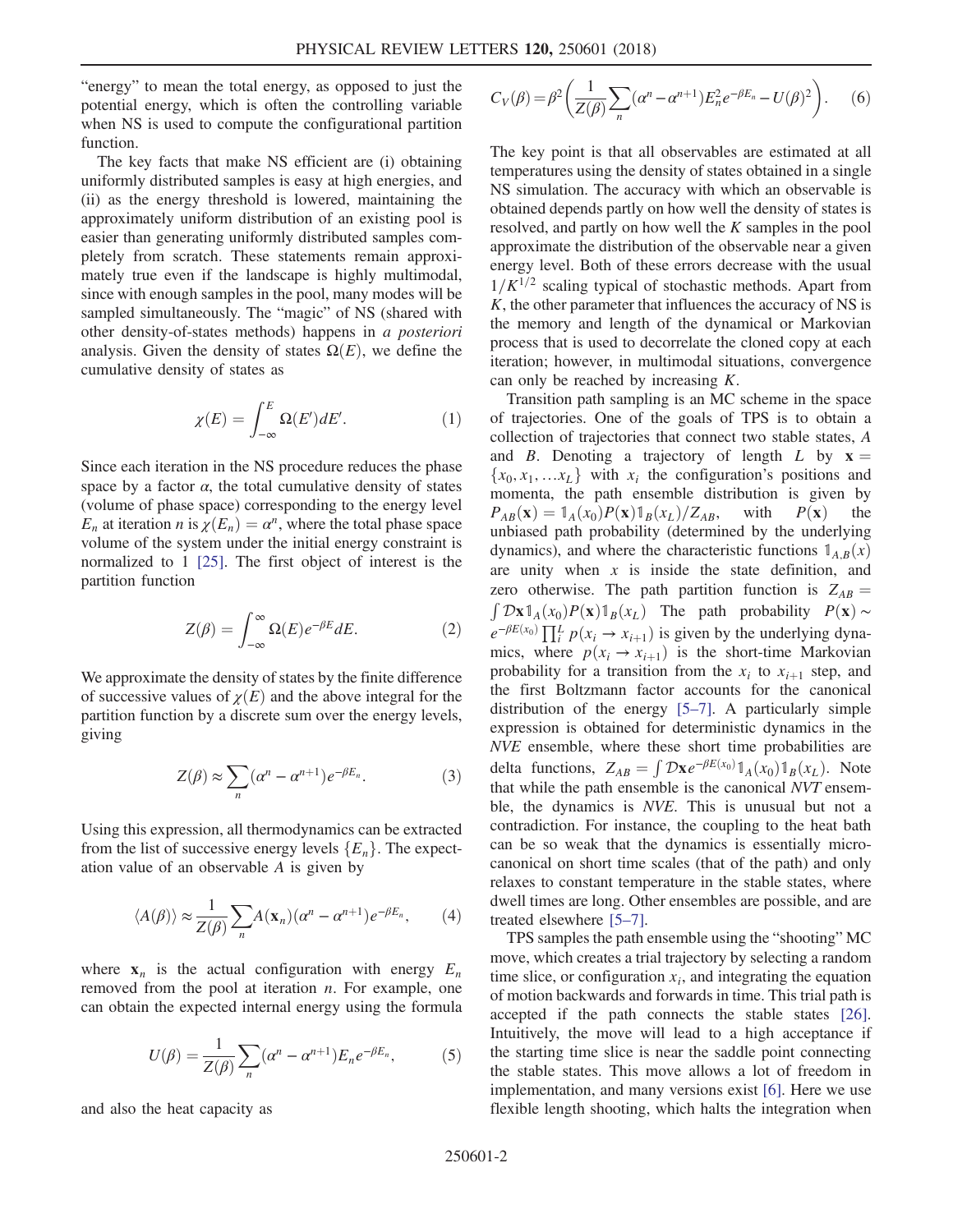"energy" to mean the total energy, as opposed to just the potential energy, which is often the controlling variable when NS is used to compute the configurational partition function.

The key facts that make NS efficient are (i) obtaining uniformly distributed samples is easy at high energies, and (ii) as the energy threshold is lowered, maintaining the approximately uniform distribution of an existing pool is easier than generating uniformly distributed samples completely from scratch. These statements remain approximately true even if the landscape is highly multimodal, since with enough samples in the pool, many modes will be sampled simultaneously. The "magic" of NS (shared with other density-of-states methods) happens in *a posteriori* analysis. Given the density of states $\Omega(E)$, we define the cumulative density of states as

$$\chi(E) = \int_{-\infty}^{E} \Omega(E')dE'. \tag{1}$$

Since each iteration in the NS procedure reduces the phase space by a factor $\alpha$, the total cumulative density of states (volume of phase space) corresponding to the energy level $E_n$ at iteration $n$ is $\chi(E_n) = \alpha^n$, where the total phase space volume of the system under the initial energy constraint is normalized to 1 [25]. The first object of interest is the partition function

$$Z(\beta) = \int_{-\infty}^{\infty} \Omega(E)e^{-\beta E}dE. \tag{2}$$

We approximate the density of states by the finite difference of successive values of $\chi(E)$ and the above integral for the partition function by a discrete sum over the energy levels, giving

$$Z(\beta) \approx \sum_n (\alpha^n - \alpha^{n+1})e^{-\beta E_n}. \tag{3}$$

Using this expression, all thermodynamics can be extracted from the list of successive energy levels $\{E_n\}$. The expectation value of an observable $A$ is given by

$$\langle A(\beta)\rangle \approx \frac{1}{Z(\beta)}\sum_n A(\mathbf{x}_n)(\alpha^n - \alpha^{n+1})e^{-\beta E_n}, \tag{4}$$

where $\mathbf{x}_n$ is the actual configuration with energy $E_n$ removed from the pool at iteration $n$. For example, one can obtain the expected internal energy using the formula

$$U(\beta) = \frac{1}{Z(\beta)}\sum_n (\alpha^n - \alpha^{n+1})E_n e^{-\beta E_n}, \tag{5}$$

and also the heat capacity as

$$C_V(\beta) = \beta^2\left(\frac{1}{Z(\beta)}\sum_n (\alpha^n - \alpha^{n+1})E_n^2 e^{-\beta E_n} - U(\beta)^2\right). \tag{6}$$

The key point is that all observables are estimated at all temperatures using the density of states obtained in a single NS simulation. The accuracy with which an observable is obtained depends partly on how well the density of states is resolved, and partly on how well the $K$ samples in the pool approximate the distribution of the observable near a given energy level. Both of these errors decrease with the usual $1/K^{1/2}$ scaling typical of stochastic methods. Apart from $K$, the other parameter that influences the accuracy of NS is the memory and length of the dynamical or Markovian process that is used to decorrelate the cloned copy at each iteration; however, in multimodal situations, convergence can only be reached by increasing $K$.

Transition path sampling is an MC scheme in the space of trajectories. One of the goals of TPS is to obtain a collection of trajectories that connect two stable states, $A$ and $B$. Denoting a trajectory of length $L$ by $\mathbf{x} = \{x_0, x_1, \ldots x_L\}$ with $x_i$ the configuration's positions and momenta, the path ensemble distribution is given by $P_{AB}(\mathbf{x}) = \mathbb{1}_A(x_0)P(\mathbf{x})\mathbb{1}_B(x_L)/Z_{AB}$, with $P(\mathbf{x})$ the unbiased path probability (determined by the underlying dynamics), and where the characteristic functions $\mathbb{1}_{A,B}(x)$ are unity when $x$ is inside the state definition, and zero otherwise. The path partition function is $Z_{AB} = \int \mathcal{D}\mathbf{x}\mathbb{1}_A(x_0)P(\mathbf{x})\mathbb{1}_B(x_L)$ The path probability $P(\mathbf{x}) \sim e^{-\beta E(x_0)}\prod_i^L p(x_i \to x_{i+1})$ is given by the underlying dynamics, where $p(x_i \to x_{i+1})$ is the short-time Markovian probability for a transition from the $x_i$ to $x_{i+1}$ step, and the first Boltzmann factor accounts for the canonical distribution of the energy [5–7]. A particularly simple expression is obtained for deterministic dynamics in the *NVE* ensemble, where these short time probabilities are delta functions, $Z_{AB} = \int \mathcal{D}\mathbf{x}e^{-\beta E(x_0)}\mathbb{1}_A(x_0)\mathbb{1}_B(x_L)$. Note that while the path ensemble is the canonical *NVT* ensemble, the dynamics is *NVE*. This is unusual but not a contradiction. For instance, the coupling to the heat bath can be so weak that the dynamics is essentially microcanonical on short time scales (that of the path) and only relaxes to constant temperature in the stable states, where dwell times are long. Other ensembles are possible, and are treated elsewhere [5–7].

TPS samples the path ensemble using the "shooting" MC move, which creates a trial trajectory by selecting a random time slice, or configuration $x_i$, and integrating the equation of motion backwards and forwards in time. This trial path is accepted if the path connects the stable states [26]. Intuitively, the move will lead to a high acceptance if the starting time slice is near the saddle point connecting the stable states. This move allows a lot of freedom in implementation, and many versions exist [6]. Here we use flexible length shooting, which halts the integration when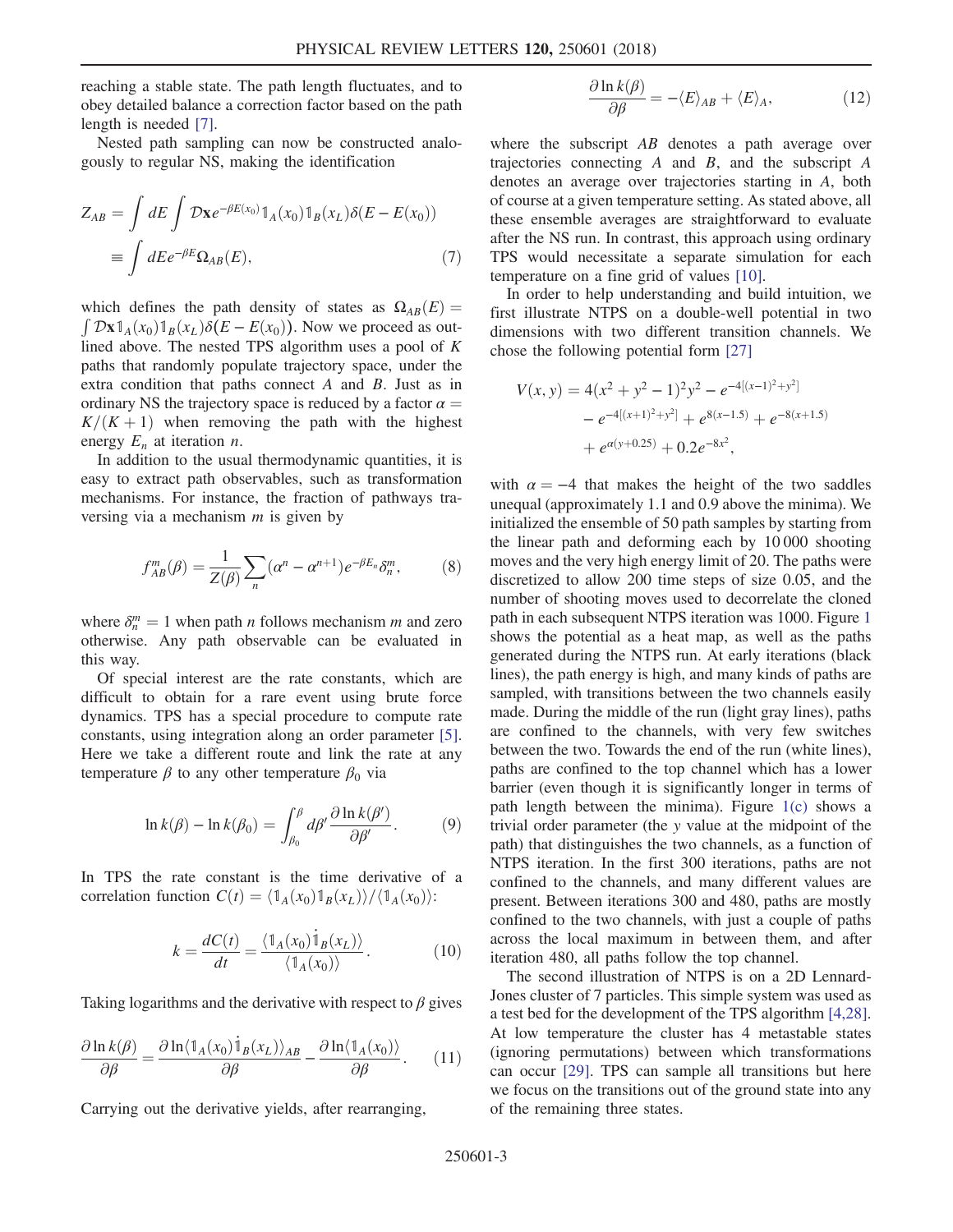reaching a stable state. The path length fluctuates, and to obey detailed balance a correction factor based on the path length is needed [7].

Nested path sampling can now be constructed analogously to regular NS, making the identification

$$
\begin{aligned}
Z_{AB} &= \int dE \int \mathcal{D}\mathbf{x} e^{-\beta E(x_0)} \mathbb{1}_A(x_0) \mathbb{1}_B(x_L) \delta(E - E(x_0)) \\
&\equiv \int dE e^{-\beta E} \Omega_{AB}(E),
\end{aligned} \tag{7}
$$

which defines the path density of states as $\Omega_{AB}(E) = \int \mathcal{D}\mathbf{x} \mathbb{1}_A(x_0) \mathbb{1}_B(x_L) \delta(E - E(x_0))$. Now we proceed as outlined above. The nested TPS algorithm uses a pool of $K$ paths that randomly populate trajectory space, under the extra condition that paths connect $A$ and $B$. Just as in ordinary NS the trajectory space is reduced by a factor $\alpha = K/(K+1)$ when removing the path with the highest energy $E_n$ at iteration $n$.

In addition to the usual thermodynamic quantities, it is easy to extract path observables, such as transformation mechanisms. For instance, the fraction of pathways traversing via a mechanism $m$ is given by

$$
f_{AB}^m(\beta) = \frac{1}{Z(\beta)} \sum_n (\alpha^n - \alpha^{n+1}) e^{-\beta E_n} \delta_n^m, \tag{8}
$$

where $\delta_n^m = 1$ when path $n$ follows mechanism $m$ and zero otherwise. Any path observable can be evaluated in this way.

Of special interest are the rate constants, which are difficult to obtain for a rare event using brute force dynamics. TPS has a special procedure to compute rate constants, using integration along an order parameter [5]. Here we take a different route and link the rate at any temperature $\beta$ to any other temperature $\beta_0$ via

$$
\ln k(\beta) - \ln k(\beta_0) = \int_{\beta_0}^{\beta} d\beta' \frac{\partial \ln k(\beta')}{\partial \beta'}. \tag{9}
$$

In TPS the rate constant is the time derivative of a correlation function $C(t) = \langle \mathbb{1}_A(x_0) \mathbb{1}_B(x_L) \rangle / \langle \mathbb{1}_A(x_0) \rangle$:

$$
k = \frac{dC(t)}{dt} = \frac{\langle \mathbb{1}_A(x_0) \dot{\mathbb{1}}_B(x_L) \rangle}{\langle \mathbb{1}_A(x_0) \rangle}. \tag{10}
$$

Taking logarithms and the derivative with respect to $\beta$ gives

$$
\frac{\partial \ln k(\beta)}{\partial \beta} = \frac{\partial \ln \langle \mathbb{1}_A(x_0) \dot{\mathbb{1}}_B(x_L) \rangle_{AB}}{\partial \beta} - \frac{\partial \ln \langle \mathbb{1}_A(x_0) \rangle}{\partial \beta}. \tag{11}
$$

Carrying out the derivative yields, after rearranging,

$$
\frac{\partial \ln k(\beta)}{\partial \beta} = -\langle E \rangle_{AB} + \langle E \rangle_A, \tag{12}
$$

where the subscript $AB$ denotes a path average over trajectories connecting $A$ and $B$, and the subscript $A$ denotes an average over trajectories starting in $A$, both of course at a given temperature setting. As stated above, all these ensemble averages are straightforward to evaluate after the NS run. In contrast, this approach using ordinary TPS would necessitate a separate simulation for each temperature on a fine grid of values [10].

In order to help understanding and build intuition, we first illustrate NTPS on a double-well potential in two dimensions with two different transition channels. We chose the following potential form [27]

$$
\begin{aligned}
V(x,y) = 4(x^2 + y^2 - 1)^2 y^2 &- e^{-4[(x-1)^2 + y^2]} \\
&- e^{-4[(x+1)^2 + y^2]} + e^{8(x-1.5)} + e^{-8(x+1.5)} \\
&+ e^{\alpha(y+0.25)} + 0.2 e^{-8x^2},
\end{aligned}
$$

with $\alpha = -4$ that makes the height of the two saddles unequal (approximately 1.1 and 0.9 above the minima). We initialized the ensemble of 50 path samples by starting from the linear path and deforming each by 10 000 shooting moves and the very high energy limit of 20. The paths were discretized to allow 200 time steps of size 0.05, and the number of shooting moves used to decorrelate the cloned path in each subsequent NTPS iteration was 1000. Figure 1 shows the potential as a heat map, as well as the paths generated during the NTPS run. At early iterations (black lines), the path energy is high, and many kinds of paths are sampled, with transitions between the two channels easily made. During the middle of the run (light gray lines), paths are confined to the channels, with very few switches between the two. Towards the end of the run (white lines), paths are confined to the top channel which has a lower barrier (even though it is significantly longer in terms of path length between the minima). Figure 1(c) shows a trivial order parameter (the $y$ value at the midpoint of the path) that distinguishes the two channels, as a function of NTPS iteration. In the first 300 iterations, paths are not confined to the channels, and many different values are present. Between iterations 300 and 480, paths are mostly confined to the two channels, with just a couple of paths across the local maximum in between them, and after iteration 480, all paths follow the top channel.

The second illustration of NTPS is on a 2D Lennard-Jones cluster of 7 particles. This simple system was used as a test bed for the development of the TPS algorithm [4,28]. At low temperature the cluster has 4 metastable states (ignoring permutations) between which transformations can occur [29]. TPS can sample all transitions but here we focus on the transitions out of the ground state into any of the remaining three states.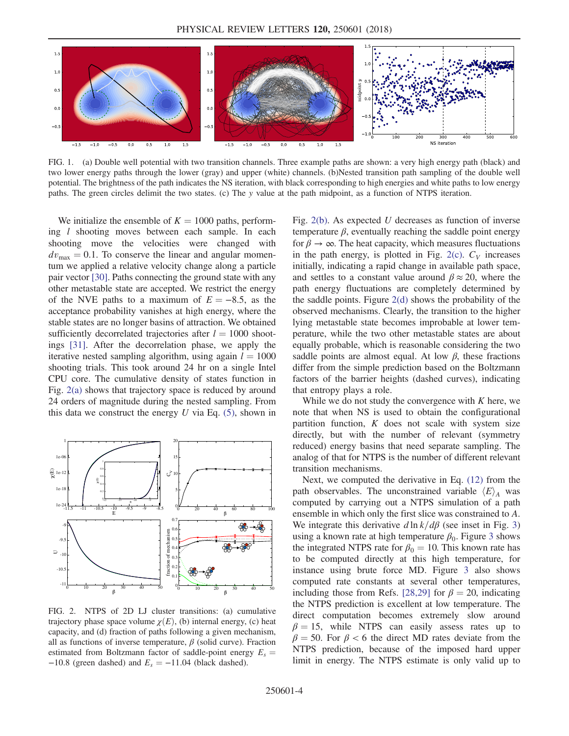FIG. 1. (a) Double well potential with two transition channels. Three example paths are shown: a very high energy path (black) and two lower energy paths through the lower (gray) and upper (white) channels. (b)Nested transition path sampling of the double well potential. The brightness of the path indicates the NS iteration, with black corresponding to high energies and white paths to low energy paths. The green circles delimit the two states. (c) The $y$ value at the path midpoint, as a function of NTPS iteration.

We initialize the ensemble of $K = 1000$ paths, performing $l$ shooting moves between each sample. In each shooting move the velocities were changed with $dv_{max} = 0.1$. To conserve the linear and angular momentum we applied a relative velocity change along a particle pair vector [30]. Paths connecting the ground state with any other metastable state are accepted. We restrict the energy of the NVE paths to a maximum of $E = -8.5$, as the acceptance probability vanishes at high energy, where the stable states are no longer basins of attraction. We obtained sufficiently decorrelated trajectories after $l = 1000$ shootings [31]. After the decorrelation phase, we apply the iterative nested sampling algorithm, using again $l = 1000$ shooting trials. This took around 24 hr on a single Intel CPU core. The cumulative density of states function in Fig. 2(a) shows that trajectory space is reduced by around 24 orders of magnitude during the nested sampling. From this data we construct the energy $U$ via Eq. (5), shown in Fig. 2(b). As expected $U$ decreases as function of inverse temperature $\beta$, eventually reaching the saddle point energy for $\beta \to \infty$. The heat capacity, which measures fluctuations in the path energy, is plotted in Fig. 2(c). $C_V$ increases initially, indicating a rapid change in available path space, and settles to a constant value around $\beta \approx 20$, where the path energy fluctuations are completely determined by the saddle points. Figure 2(d) shows the probability of the observed mechanisms. Clearly, the transition to the higher lying metastable state becomes improbable at lower temperature, while the two other metastable states are about equally probable, which is reasonable considering the two saddle points are almost equal. At low $\beta$, these fractions differ from the simple prediction based on the Boltzmann factors of the barrier heights (dashed curves), indicating that entropy plays a role.

FIG. 2. NTPS of 2D LJ cluster transitions: (a) cumulative trajectory phase space volume $\chi(E)$, (b) internal energy, (c) heat capacity, and (d) fraction of paths following a given mechanism, all as functions of inverse temperature, $\beta$ (solid curve). Fraction estimated from Boltzmann factor of saddle-point energy $E_s = -10.8$ (green dashed) and $E_s = -11.04$ (black dashed).

While we do not study the convergence with $K$ here, we note that when NS is used to obtain the configurational partition function, $K$ does not scale with system size directly, but with the number of relevant (symmetry reduced) energy basins that need separate sampling. The analog of that for NTPS is the number of different relevant transition mechanisms.

Next, we computed the derivative in Eq. (12) from the path observables. The unconstrained variable $\langle E \rangle_A$ was computed by carrying out a NTPS simulation of a path ensemble in which only the first slice was constrained to $A$. We integrate this derivative $d \ln k / d\beta$ (see inset in Fig. 3) using a known rate at high temperature $\beta_0$. Figure 3 shows the integrated NTPS rate for $\beta_0 = 10$. This known rate has to be computed directly at this high temperature, for instance using brute force MD. Figure 3 also shows computed rate constants at several other temperatures, including those from Refs. [28,29] for $\beta = 20$, indicating the NTPS prediction is excellent at low temperature. The direct computation becomes extremely slow around $\beta = 15$, while NTPS can easily assess rates up to $\beta = 50$. For $\beta < 6$ the direct MD rates deviate from the NTPS prediction, because of the imposed hard upper limit in energy. The NTPS estimate is only valid up to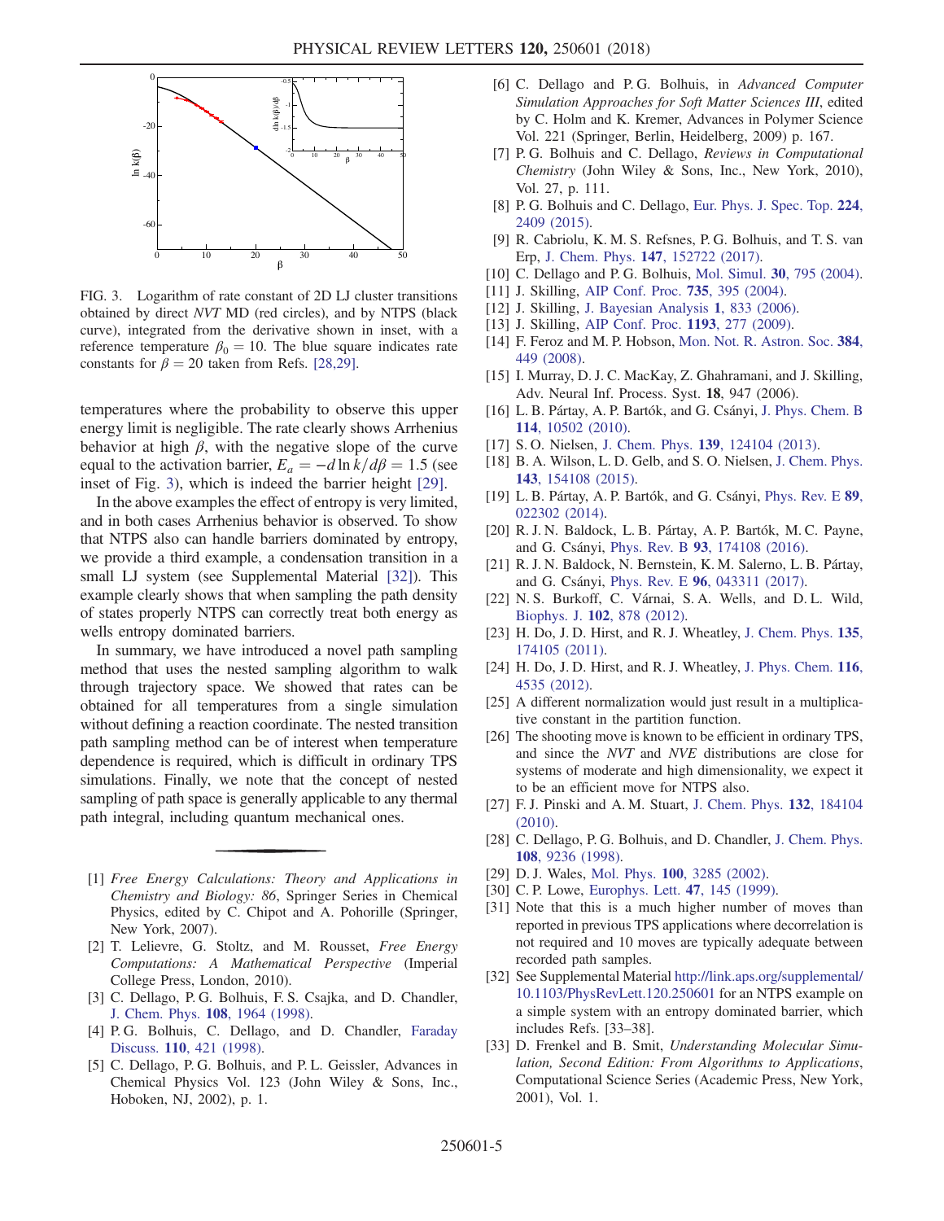FIG. 3. Logarithm of rate constant of 2D LJ cluster transitions obtained by direct $NVT$ MD (red circles), and by NTPS (black curve), integrated from the derivative shown in inset, with a reference temperature $\beta_0 = 10$. The blue square indicates rate constants for $\beta = 20$ taken from Refs. [28,29].

temperatures where the probability to observe this upper energy limit is negligible. The rate clearly shows Arrhenius behavior at high $\beta$, with the negative slope of the curve equal to the activation barrier, $E_a = -d \ln k/d\beta = 1.5$ (see inset of Fig. 3), which is indeed the barrier height [29].

In the above examples the effect of entropy is very limited, and in both cases Arrhenius behavior is observed. To show that NTPS also can handle barriers dominated by entropy, we provide a third example, a condensation transition in a small LJ system (see Supplemental Material [32]). This example clearly shows that when sampling the path density of states properly NTPS can correctly treat both energy as wells entropy dominated barriers.

In summary, we have introduced a novel path sampling method that uses the nested sampling algorithm to walk through trajectory space. We showed that rates can be obtained for all temperatures from a single simulation without defining a reaction coordinate. The nested transition path sampling method can be of interest when temperature dependence is required, which is difficult in ordinary TPS simulations. Finally, we note that the concept of nested sampling of path space is generally applicable to any thermal path integral, including quantum mechanical ones.

---

[1] *Free Energy Calculations: Theory and Applications in Chemistry and Biology: 86*, Springer Series in Chemical Physics, edited by C. Chipot and A. Pohorille (Springer, New York, 2007).

[2] T. Lelievre, G. Stoltz, and M. Rousset, *Free Energy Computations: A Mathematical Perspective* (Imperial College Press, London, 2010).

[3] C. Dellago, P. G. Bolhuis, F. S. Csajka, and D. Chandler, J. Chem. Phys. **108**, 1964 (1998).

[4] P. G. Bolhuis, C. Dellago, and D. Chandler, Faraday Discuss. **110**, 421 (1998).

[5] C. Dellago, P. G. Bolhuis, and P. L. Geissler, Advances in Chemical Physics Vol. 123 (John Wiley & Sons, Inc., Hoboken, NJ, 2002), p. 1.

[6] C. Dellago and P. G. Bolhuis, in *Advanced Computer Simulation Approaches for Soft Matter Sciences III*, edited by C. Holm and K. Kremer, Advances in Polymer Science Vol. 221 (Springer, Berlin, Heidelberg, 2009) p. 167.

[7] P. G. Bolhuis and C. Dellago, *Reviews in Computational Chemistry* (John Wiley & Sons, Inc., New York, 2010), Vol. 27, p. 111.

[8] P. G. Bolhuis and C. Dellago, Eur. Phys. J. Spec. Top. **224**, 2409 (2015).

[9] R. Cabriolu, K. M. S. Refsnes, P. G. Bolhuis, and T. S. van Erp, J. Chem. Phys. **147**, 152722 (2017).

[10] C. Dellago and P. G. Bolhuis, Mol. Simul. **30**, 795 (2004).

[11] J. Skilling, AIP Conf. Proc. **735**, 395 (2004).

[12] J. Skilling, J. Bayesian Analysis **1**, 833 (2006).

[13] J. Skilling, AIP Conf. Proc. **1193**, 277 (2009).

[14] F. Feroz and M. P. Hobson, Mon. Not. R. Astron. Soc. **384**, 449 (2008).

[15] I. Murray, D. J. C. MacKay, Z. Ghahramani, and J. Skilling, Adv. Neural Inf. Process. Syst. **18**, 947 (2006).

[16] L. B. Pártay, A. P. Bartók, and G. Csányi, J. Phys. Chem. B **114**, 10502 (2010).

[17] S. O. Nielsen, J. Chem. Phys. **139**, 124104 (2013).

[18] B. A. Wilson, L. D. Gelb, and S. O. Nielsen, J. Chem. Phys. **143**, 154108 (2015).

[19] L. B. Pártay, A. P. Bartók, and G. Csányi, Phys. Rev. E **89**, 022302 (2014).

[20] R. J. N. Baldock, L. B. Pártay, A. P. Bartók, M. C. Payne, and G. Csányi, Phys. Rev. B **93**, 174108 (2016).

[21] R. J. N. Baldock, N. Bernstein, K. M. Salerno, L. B. Pártay, and G. Csányi, Phys. Rev. E **96**, 043311 (2017).

[22] N. S. Burkoff, C. Várnai, S. A. Wells, and D. L. Wild, Biophys. J. **102**, 878 (2012).

[23] H. Do, J. D. Hirst, and R. J. Wheatley, J. Chem. Phys. **135**, 174105 (2011).

[24] H. Do, J. D. Hirst, and R. J. Wheatley, J. Phys. Chem. **116**, 4535 (2012).

[25] A different normalization would just result in a multiplicative constant in the partition function.

[26] The shooting move is known to be efficient in ordinary TPS, and since the $NVT$ and $NVE$ distributions are close for systems of moderate and high dimensionality, we expect it to be an efficient move for NTPS also.

[27] F. J. Pinski and A. M. Stuart, J. Chem. Phys. **132**, 184104 (2010).

[28] C. Dellago, P. G. Bolhuis, and D. Chandler, J. Chem. Phys. **108**, 9236 (1998).

[29] D. J. Wales, Mol. Phys. **100**, 3285 (2002).

[30] C. P. Lowe, Europhys. Lett. **47**, 145 (1999).

[31] Note that this is a much higher number of moves than reported in previous TPS applications where decorrelation is not required and 10 moves are typically adequate between recorded path samples.

[32] See Supplemental Material http://link.aps.org/supplemental/10.1103/PhysRevLett.120.250601 for an NTPS example on a simple system with an entropy dominated barrier, which includes Refs. [33–38].

[33] D. Frenkel and B. Smit, *Understanding Molecular Simulation, Second Edition: From Algorithms to Applications*, Computational Science Series (Academic Press, New York, 2001), Vol. 1.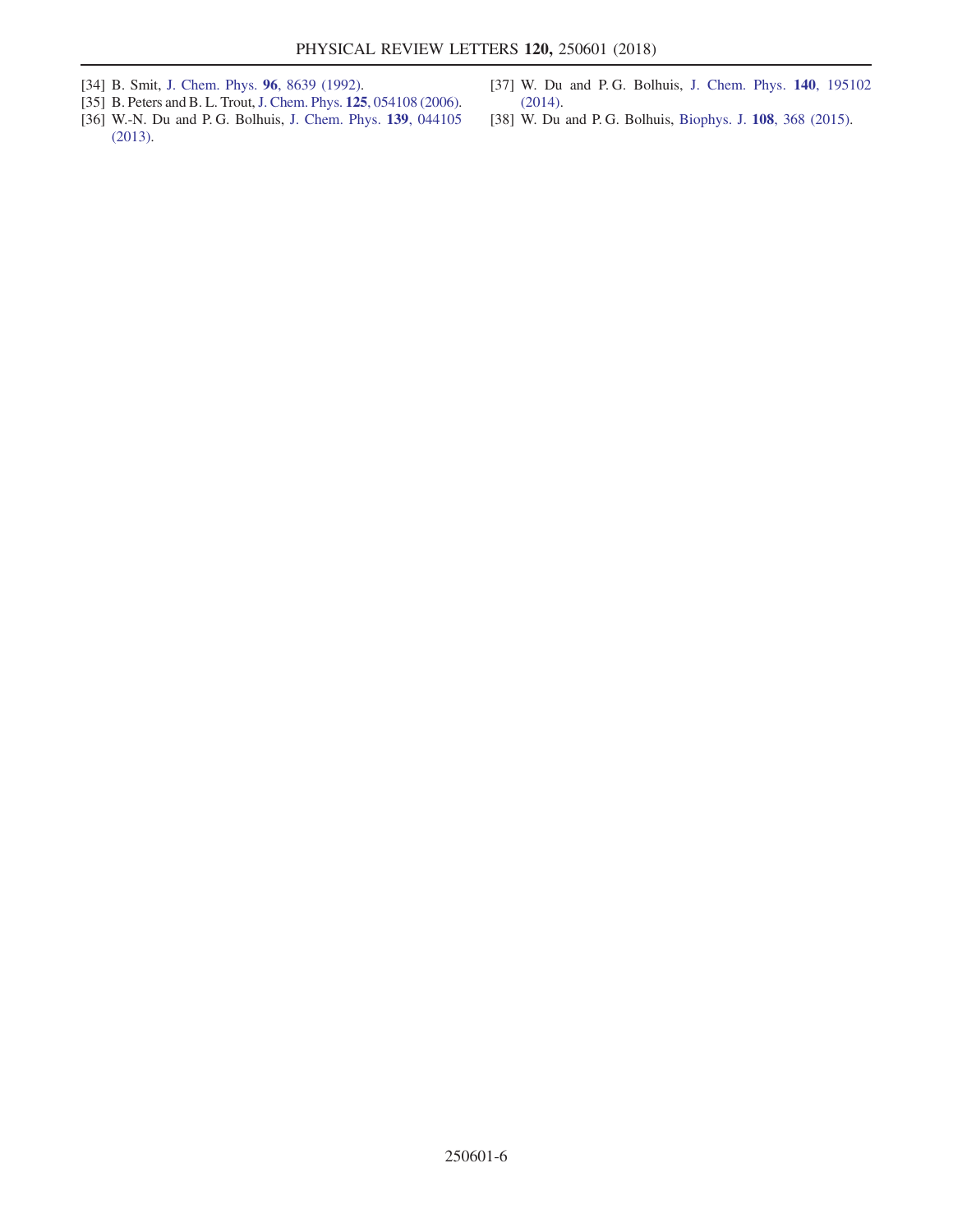[34] B. Smit, J. Chem. Phys. **96**, 8639 (1992).

[35] B. Peters and B. L. Trout, J. Chem. Phys. **125**, 054108 (2006).

[36] W.-N. Du and P. G. Bolhuis, J. Chem. Phys. **139**, 044105 (2013).

[37] W. Du and P. G. Bolhuis, J. Chem. Phys. **140**, 195102 (2014).

[38] W. Du and P. G. Bolhuis, Biophys. J. **108**, 368 (2015).